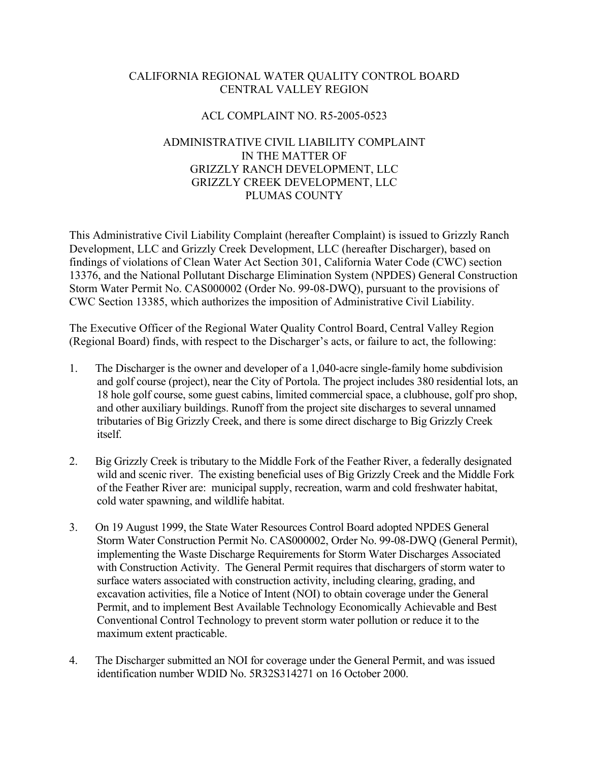CALIFORNIA REGIONAL WATER QUALITY CONTROL BOARD
CENTRAL VALLEY REGION

ACL COMPLAINT NO. R5-2005-0523

ADMINISTRATIVE CIVIL LIABILITY COMPLAINT
IN THE MATTER OF
GRIZZLY RANCH DEVELOPMENT, LLC
GRIZZLY CREEK DEVELOPMENT, LLC
PLUMAS COUNTY

This Administrative Civil Liability Complaint (hereafter Complaint) is issued to Grizzly Ranch Development, LLC and Grizzly Creek Development, LLC (hereafter Discharger), based on findings of violations of Clean Water Act Section 301, California Water Code (CWC) section 13376, and the National Pollutant Discharge Elimination System (NPDES) General Construction Storm Water Permit No. CAS000002 (Order No. 99-08-DWQ), pursuant to the provisions of CWC Section 13385, which authorizes the imposition of Administrative Civil Liability.

The Executive Officer of the Regional Water Quality Control Board, Central Valley Region (Regional Board) finds, with respect to the Discharger's acts, or failure to act, the following:

1. The Discharger is the owner and developer of a 1,040-acre single-family home subdivision and golf course (project), near the City of Portola. The project includes 380 residential lots, an 18 hole golf course, some guest cabins, limited commercial space, a clubhouse, golf pro shop, and other auxiliary buildings. Runoff from the project site discharges to several unnamed tributaries of Big Grizzly Creek, and there is some direct discharge to Big Grizzly Creek itself.

2. Big Grizzly Creek is tributary to the Middle Fork of the Feather River, a federally designated wild and scenic river. The existing beneficial uses of Big Grizzly Creek and the Middle Fork of the Feather River are: municipal supply, recreation, warm and cold freshwater habitat, cold water spawning, and wildlife habitat.

3. On 19 August 1999, the State Water Resources Control Board adopted NPDES General Storm Water Construction Permit No. CAS000002, Order No. 99-08-DWQ (General Permit), implementing the Waste Discharge Requirements for Storm Water Discharges Associated with Construction Activity. The General Permit requires that dischargers of storm water to surface waters associated with construction activity, including clearing, grading, and excavation activities, file a Notice of Intent (NOI) to obtain coverage under the General Permit, and to implement Best Available Technology Economically Achievable and Best Conventional Control Technology to prevent storm water pollution or reduce it to the maximum extent practicable.

4. The Discharger submitted an NOI for coverage under the General Permit, and was issued identification number WDID No. 5R32S314271 on 16 October 2000.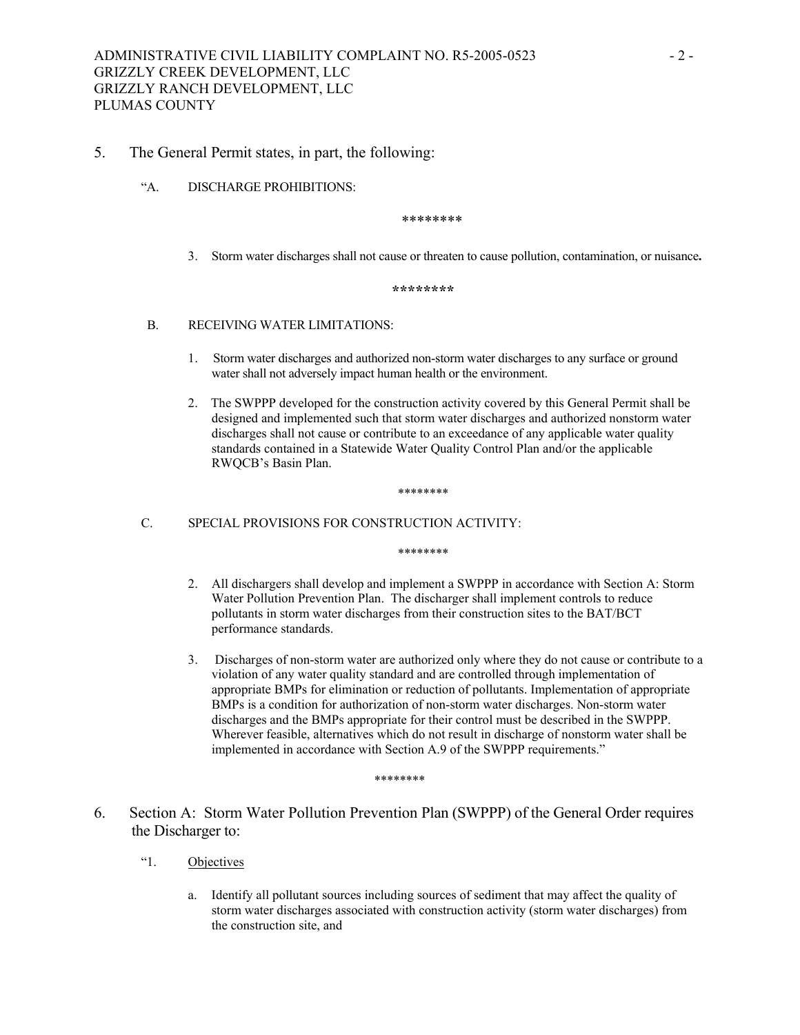5. The General Permit states, in part, the following:

"A. DISCHARGE PROHIBITIONS:

********

3. Storm water discharges shall not cause or threaten to cause pollution, contamination, or nuisance**.**

********

B. RECEIVING WATER LIMITATIONS:

1. Storm water discharges and authorized non-storm water discharges to any surface or ground water shall not adversely impact human health or the environment.

2. The SWPPP developed for the construction activity covered by this General Permit shall be designed and implemented such that storm water discharges and authorized nonstorm water discharges shall not cause or contribute to an exceedance of any applicable water quality standards contained in a Statewide Water Quality Control Plan and/or the applicable RWQCB's Basin Plan.

********

C. SPECIAL PROVISIONS FOR CONSTRUCTION ACTIVITY:

********

2. All dischargers shall develop and implement a SWPPP in accordance with Section A: Storm Water Pollution Prevention Plan. The discharger shall implement controls to reduce pollutants in storm water discharges from their construction sites to the BAT/BCT performance standards.

3. Discharges of non-storm water are authorized only where they do not cause or contribute to a violation of any water quality standard and are controlled through implementation of appropriate BMPs for elimination or reduction of pollutants. Implementation of appropriate BMPs is a condition for authorization of non-storm water discharges. Non-storm water discharges and the BMPs appropriate for their control must be described in the SWPPP. Wherever feasible, alternatives which do not result in discharge of nonstorm water shall be implemented in accordance with Section A.9 of the SWPPP requirements."

********

6. Section A: Storm Water Pollution Prevention Plan (SWPPP) of the General Order requires the Discharger to:

"1. Objectives

a. Identify all pollutant sources including sources of sediment that may affect the quality of storm water discharges associated with construction activity (storm water discharges) from the construction site, and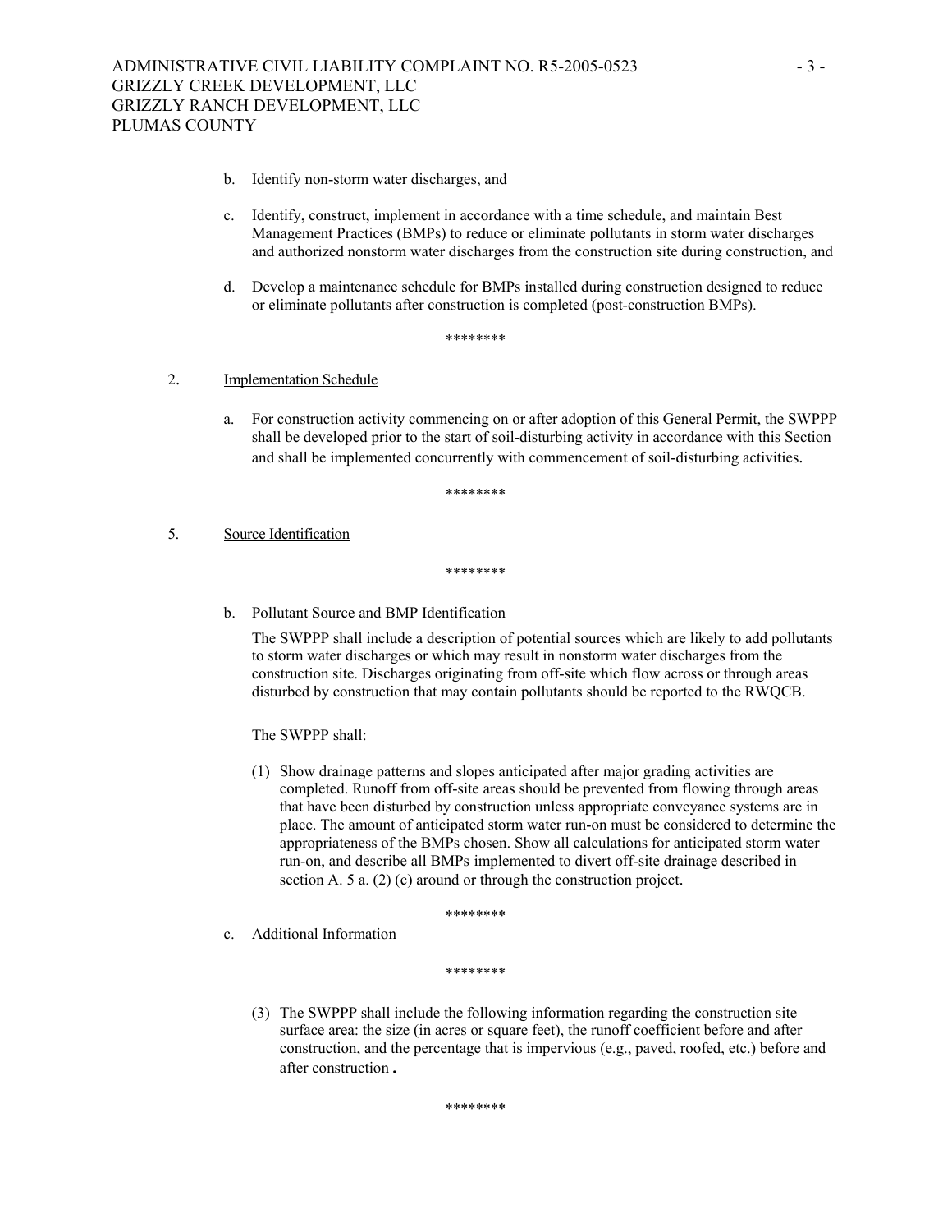b. Identify non-storm water discharges, and

c. Identify, construct, implement in accordance with a time schedule, and maintain Best Management Practices (BMPs) to reduce or eliminate pollutants in storm water discharges and authorized nonstorm water discharges from the construction site during construction, and

d. Develop a maintenance schedule for BMPs installed during construction designed to reduce or eliminate pollutants after construction is completed (post-construction BMPs).

********

2. Implementation Schedule

a. For construction activity commencing on or after adoption of this General Permit, the SWPPP shall be developed prior to the start of soil-disturbing activity in accordance with this Section and shall be implemented concurrently with commencement of soil-disturbing activities.

********

5. Source Identification

********

b. Pollutant Source and BMP Identification

The SWPPP shall include a description of potential sources which are likely to add pollutants to storm water discharges or which may result in nonstorm water discharges from the construction site. Discharges originating from off-site which flow across or through areas disturbed by construction that may contain pollutants should be reported to the RWQCB.

The SWPPP shall:

(1) Show drainage patterns and slopes anticipated after major grading activities are completed. Runoff from off-site areas should be prevented from flowing through areas that have been disturbed by construction unless appropriate conveyance systems are in place. The amount of anticipated storm water run-on must be considered to determine the appropriateness of the BMPs chosen. Show all calculations for anticipated storm water run-on, and describe all BMPs implemented to divert off-site drainage described in section A. 5 a. (2) (c) around or through the construction project.

********

c. Additional Information

********

(3) The SWPPP shall include the following information regarding the construction site surface area: the size (in acres or square feet), the runoff coefficient before and after construction, and the percentage that is impervious (e.g., paved, roofed, etc.) before and after construction.

********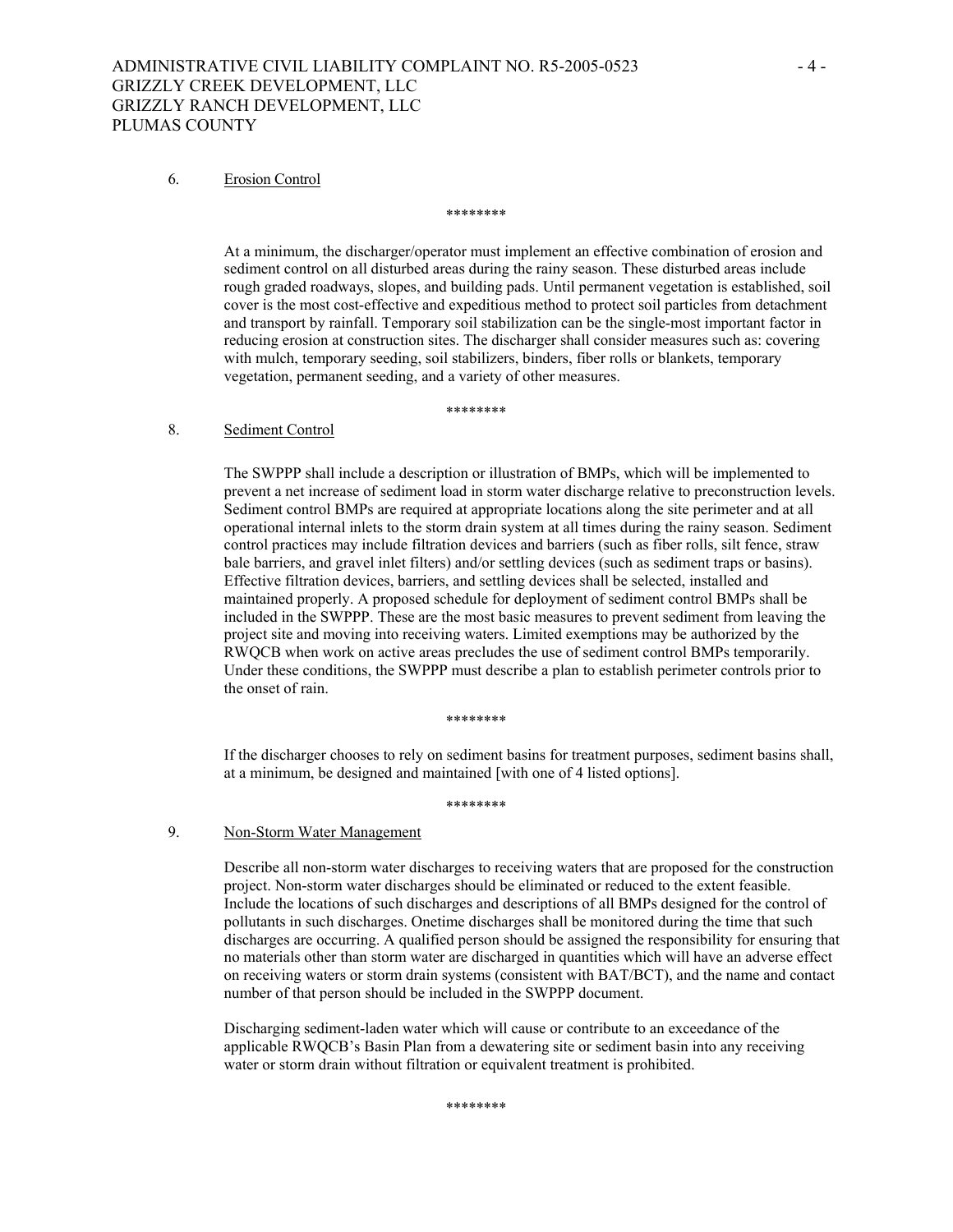6. Erosion Control

********

At a minimum, the discharger/operator must implement an effective combination of erosion and sediment control on all disturbed areas during the rainy season. These disturbed areas include rough graded roadways, slopes, and building pads. Until permanent vegetation is established, soil cover is the most cost-effective and expeditious method to protect soil particles from detachment and transport by rainfall. Temporary soil stabilization can be the single-most important factor in reducing erosion at construction sites. The discharger shall consider measures such as: covering with mulch, temporary seeding, soil stabilizers, binders, fiber rolls or blankets, temporary vegetation, permanent seeding, and a variety of other measures.

********

8. Sediment Control

The SWPPP shall include a description or illustration of BMPs, which will be implemented to prevent a net increase of sediment load in storm water discharge relative to preconstruction levels. Sediment control BMPs are required at appropriate locations along the site perimeter and at all operational internal inlets to the storm drain system at all times during the rainy season. Sediment control practices may include filtration devices and barriers (such as fiber rolls, silt fence, straw bale barriers, and gravel inlet filters) and/or settling devices (such as sediment traps or basins). Effective filtration devices, barriers, and settling devices shall be selected, installed and maintained properly. A proposed schedule for deployment of sediment control BMPs shall be included in the SWPPP. These are the most basic measures to prevent sediment from leaving the project site and moving into receiving waters. Limited exemptions may be authorized by the RWQCB when work on active areas precludes the use of sediment control BMPs temporarily. Under these conditions, the SWPPP must describe a plan to establish perimeter controls prior to the onset of rain.

********

If the discharger chooses to rely on sediment basins for treatment purposes, sediment basins shall, at a minimum, be designed and maintained [with one of 4 listed options].

********

9. Non-Storm Water Management

Describe all non-storm water discharges to receiving waters that are proposed for the construction project. Non-storm water discharges should be eliminated or reduced to the extent feasible. Include the locations of such discharges and descriptions of all BMPs designed for the control of pollutants in such discharges. Onetime discharges shall be monitored during the time that such discharges are occurring. A qualified person should be assigned the responsibility for ensuring that no materials other than storm water are discharged in quantities which will have an adverse effect on receiving waters or storm drain systems (consistent with BAT/BCT), and the name and contact number of that person should be included in the SWPPP document.

Discharging sediment-laden water which will cause or contribute to an exceedance of the applicable RWQCB's Basin Plan from a dewatering site or sediment basin into any receiving water or storm drain without filtration or equivalent treatment is prohibited.

********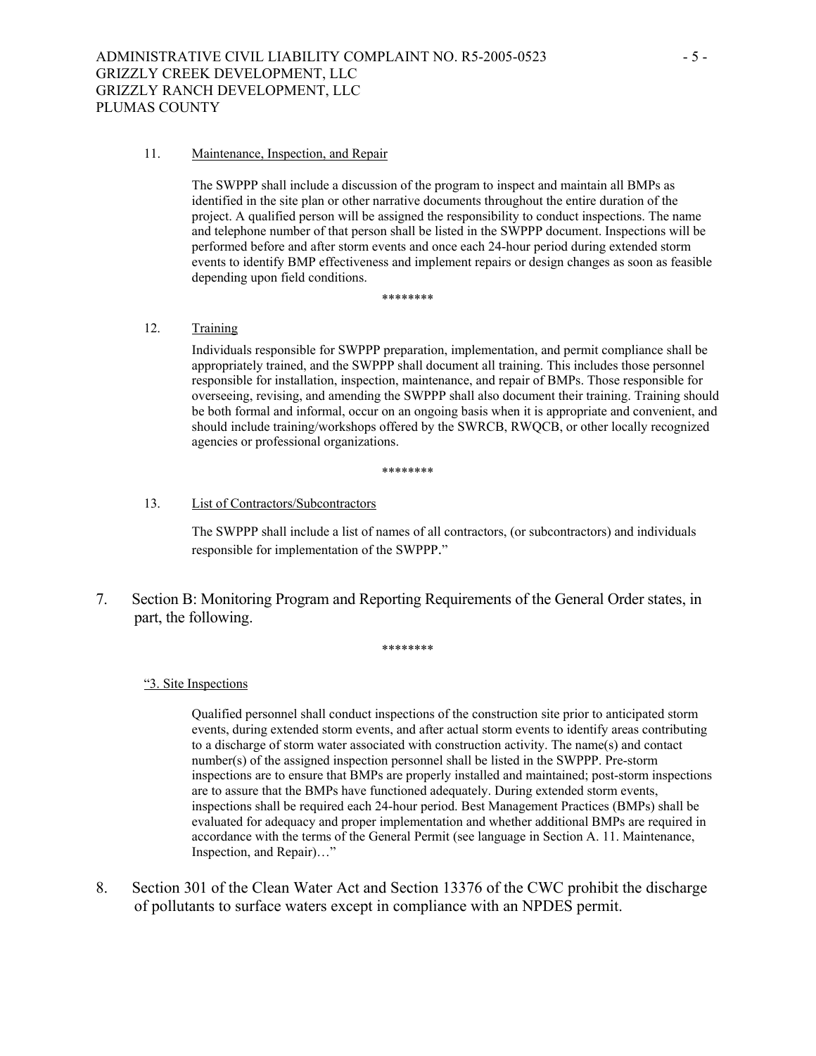11. <u>Maintenance, Inspection, and Repair</u>

    The SWPPP shall include a discussion of the program to inspect and maintain all BMPs as identified in the site plan or other narrative documents throughout the entire duration of the project. A qualified person will be assigned the responsibility to conduct inspections. The name and telephone number of that person shall be listed in the SWPPP document. Inspections will be performed before and after storm events and once each 24-hour period during extended storm events to identify BMP effectiveness and implement repairs or design changes as soon as feasible depending upon field conditions.

********

12. <u>Training</u>

    Individuals responsible for SWPPP preparation, implementation, and permit compliance shall be appropriately trained, and the SWPPP shall document all training. This includes those personnel responsible for installation, inspection, maintenance, and repair of BMPs. Those responsible for overseeing, revising, and amending the SWPPP shall also document their training. Training should be both formal and informal, occur on an ongoing basis when it is appropriate and convenient, and should include training/workshops offered by the SWRCB, RWQCB, or other locally recognized agencies or professional organizations.

********

13. <u>List of Contractors/Subcontractors</u>

    The SWPPP shall include a list of names of all contractors, (or subcontractors) and individuals responsible for implementation of the SWPPP."

7. Section B: Monitoring Program and Reporting Requirements of the General Order states, in part, the following.

********

"<u>3. Site Inspections</u>

Qualified personnel shall conduct inspections of the construction site prior to anticipated storm events, during extended storm events, and after actual storm events to identify areas contributing to a discharge of storm water associated with construction activity. The name(s) and contact number(s) of the assigned inspection personnel shall be listed in the SWPPP. Pre-storm inspections are to ensure that BMPs are properly installed and maintained; post-storm inspections are to assure that the BMPs have functioned adequately. During extended storm events, inspections shall be required each 24-hour period. Best Management Practices (BMPs) shall be evaluated for adequacy and proper implementation and whether additional BMPs are required in accordance with the terms of the General Permit (see language in Section A. 11. Maintenance, Inspection, and Repair)…"

8. Section 301 of the Clean Water Act and Section 13376 of the CWC prohibit the discharge of pollutants to surface waters except in compliance with an NPDES permit.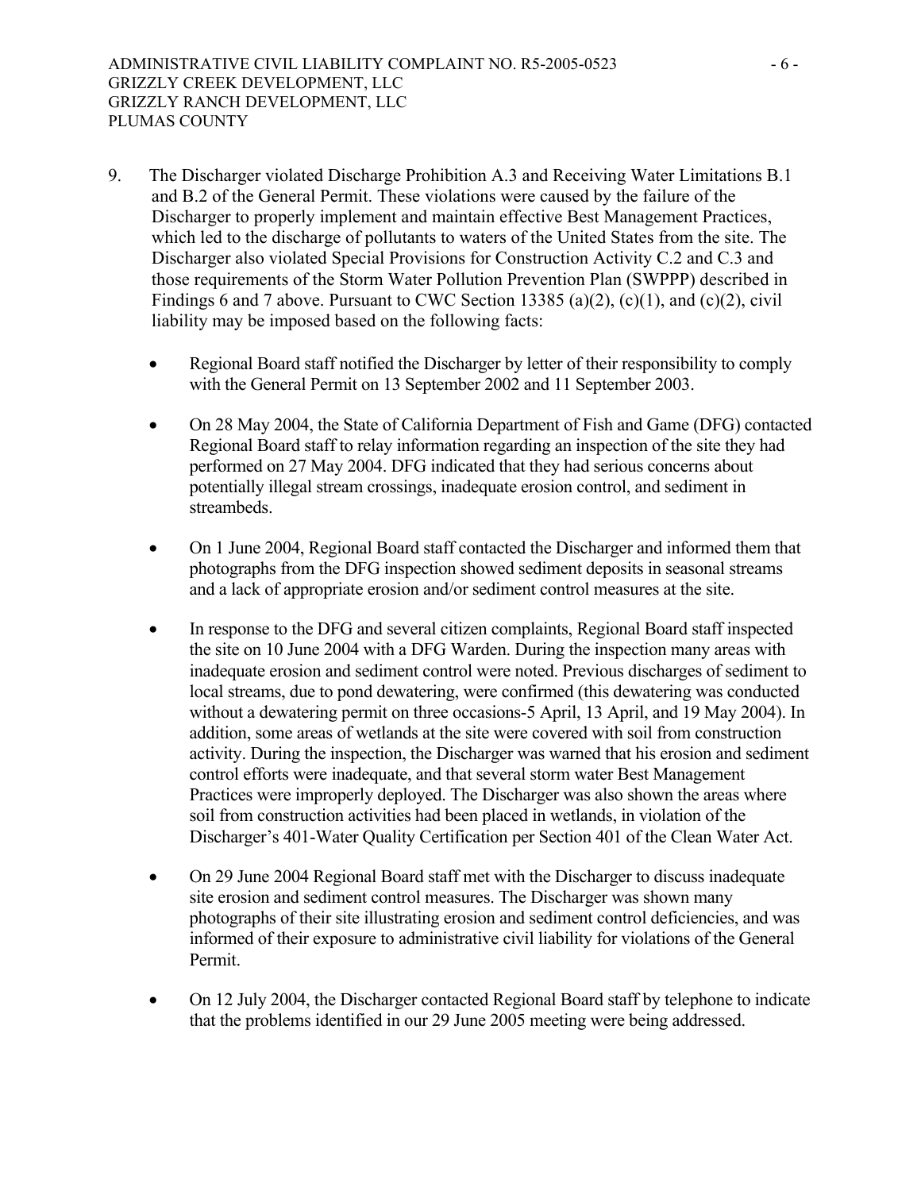9. The Discharger violated Discharge Prohibition A.3 and Receiving Water Limitations B.1 and B.2 of the General Permit. These violations were caused by the failure of the Discharger to properly implement and maintain effective Best Management Practices, which led to the discharge of pollutants to waters of the United States from the site. The Discharger also violated Special Provisions for Construction Activity C.2 and C.3 and those requirements of the Storm Water Pollution Prevention Plan (SWPPP) described in Findings 6 and 7 above. Pursuant to CWC Section 13385 (a)(2), (c)(1), and (c)(2), civil liability may be imposed based on the following facts:

   - Regional Board staff notified the Discharger by letter of their responsibility to comply with the General Permit on 13 September 2002 and 11 September 2003.

   - On 28 May 2004, the State of California Department of Fish and Game (DFG) contacted Regional Board staff to relay information regarding an inspection of the site they had performed on 27 May 2004. DFG indicated that they had serious concerns about potentially illegal stream crossings, inadequate erosion control, and sediment in streambeds.

   - On 1 June 2004, Regional Board staff contacted the Discharger and informed them that photographs from the DFG inspection showed sediment deposits in seasonal streams and a lack of appropriate erosion and/or sediment control measures at the site.

   - In response to the DFG and several citizen complaints, Regional Board staff inspected the site on 10 June 2004 with a DFG Warden. During the inspection many areas with inadequate erosion and sediment control were noted. Previous discharges of sediment to local streams, due to pond dewatering, were confirmed (this dewatering was conducted without a dewatering permit on three occasions-5 April, 13 April, and 19 May 2004). In addition, some areas of wetlands at the site were covered with soil from construction activity. During the inspection, the Discharger was warned that his erosion and sediment control efforts were inadequate, and that several storm water Best Management Practices were improperly deployed. The Discharger was also shown the areas where soil from construction activities had been placed in wetlands, in violation of the Discharger's 401-Water Quality Certification per Section 401 of the Clean Water Act.

   - On 29 June 2004 Regional Board staff met with the Discharger to discuss inadequate site erosion and sediment control measures. The Discharger was shown many photographs of their site illustrating erosion and sediment control deficiencies, and was informed of their exposure to administrative civil liability for violations of the General Permit.

   - On 12 July 2004, the Discharger contacted Regional Board staff by telephone to indicate that the problems identified in our 29 June 2005 meeting were being addressed.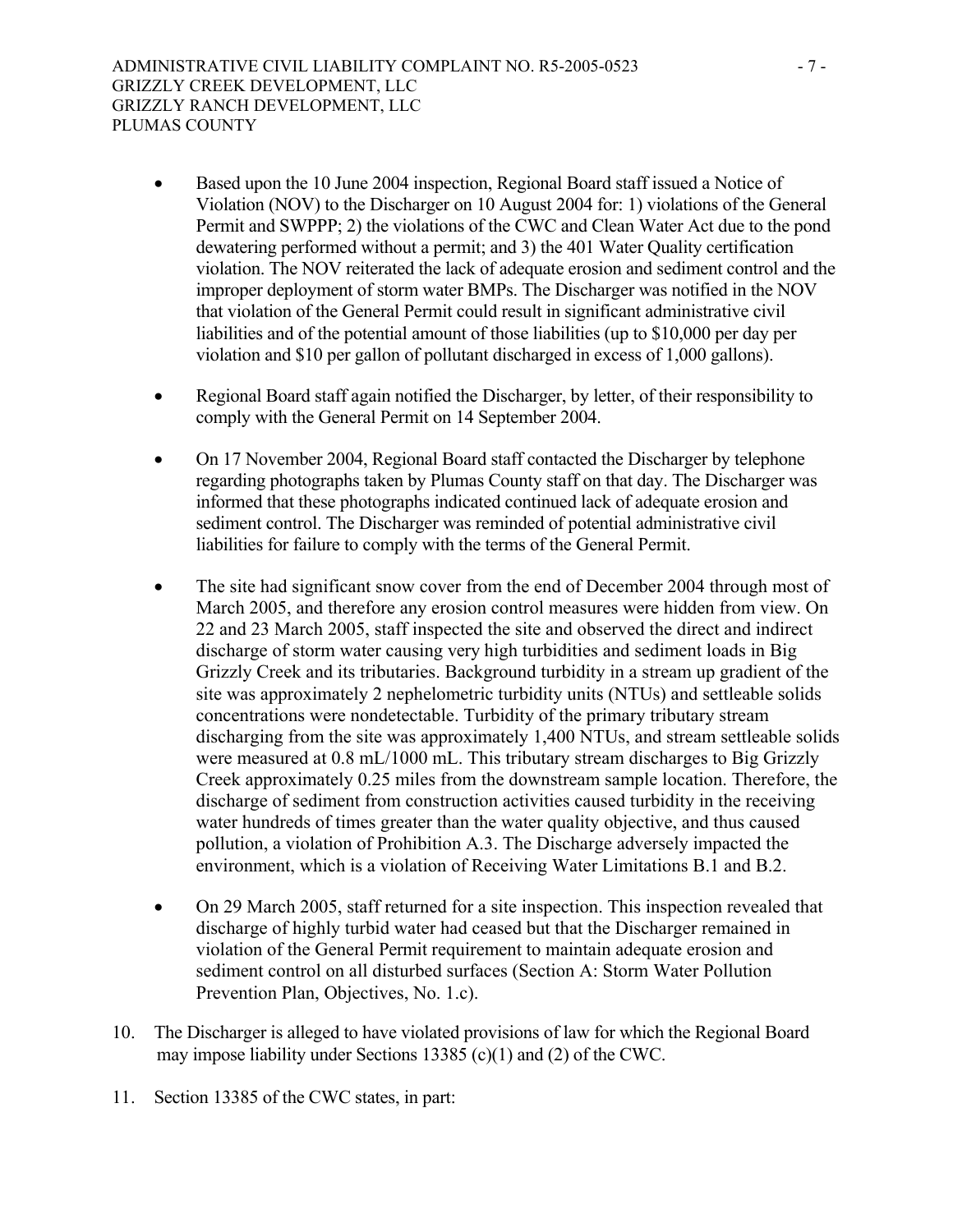- Based upon the 10 June 2004 inspection, Regional Board staff issued a Notice of Violation (NOV) to the Discharger on 10 August 2004 for: 1) violations of the General Permit and SWPPP; 2) the violations of the CWC and Clean Water Act due to the pond dewatering performed without a permit; and 3) the 401 Water Quality certification violation. The NOV reiterated the lack of adequate erosion and sediment control and the improper deployment of storm water BMPs. The Discharger was notified in the NOV that violation of the General Permit could result in significant administrative civil liabilities and of the potential amount of those liabilities (up to $10,000 per day per violation and $10 per gallon of pollutant discharged in excess of 1,000 gallons).

- Regional Board staff again notified the Discharger, by letter, of their responsibility to comply with the General Permit on 14 September 2004.

- On 17 November 2004, Regional Board staff contacted the Discharger by telephone regarding photographs taken by Plumas County staff on that day. The Discharger was informed that these photographs indicated continued lack of adequate erosion and sediment control. The Discharger was reminded of potential administrative civil liabilities for failure to comply with the terms of the General Permit.

- The site had significant snow cover from the end of December 2004 through most of March 2005, and therefore any erosion control measures were hidden from view. On 22 and 23 March 2005, staff inspected the site and observed the direct and indirect discharge of storm water causing very high turbidities and sediment loads in Big Grizzly Creek and its tributaries. Background turbidity in a stream up gradient of the site was approximately 2 nephelometric turbidity units (NTUs) and settleable solids concentrations were nondetectable. Turbidity of the primary tributary stream discharging from the site was approximately 1,400 NTUs, and stream settleable solids were measured at 0.8 mL/1000 mL. This tributary stream discharges to Big Grizzly Creek approximately 0.25 miles from the downstream sample location. Therefore, the discharge of sediment from construction activities caused turbidity in the receiving water hundreds of times greater than the water quality objective, and thus caused pollution, a violation of Prohibition A.3. The Discharge adversely impacted the environment, which is a violation of Receiving Water Limitations B.1 and B.2.

- On 29 March 2005, staff returned for a site inspection. This inspection revealed that discharge of highly turbid water had ceased but that the Discharger remained in violation of the General Permit requirement to maintain adequate erosion and sediment control on all disturbed surfaces (Section A: Storm Water Pollution Prevention Plan, Objectives, No. 1.c).

10. The Discharger is alleged to have violated provisions of law for which the Regional Board may impose liability under Sections 13385 (c)(1) and (2) of the CWC.

11. Section 13385 of the CWC states, in part: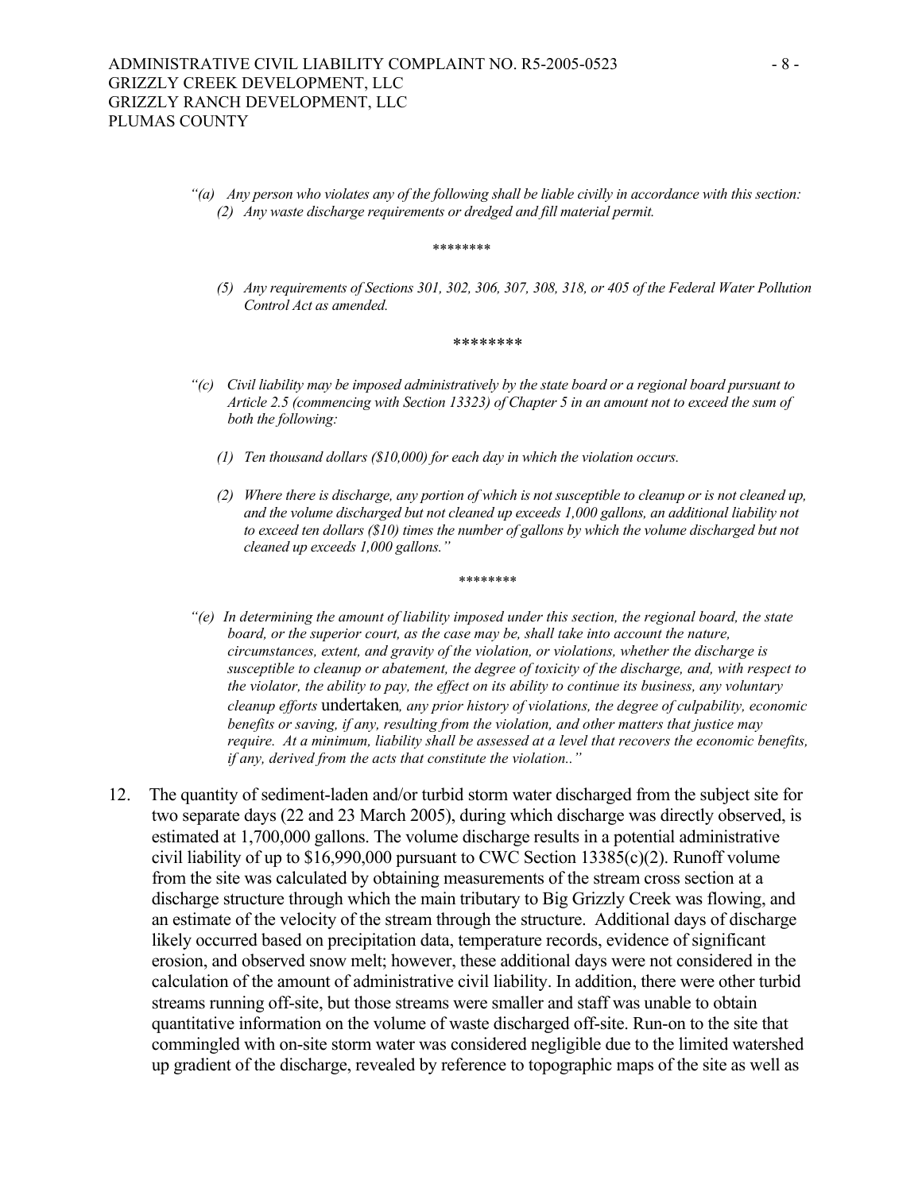*"(a) Any person who violates any of the following shall be liable civilly in accordance with this section:*
*(2) Any waste discharge requirements or dredged and fill material permit.*

\*\*\*\*\*\*\*\*

*(5) Any requirements of Sections 301, 302, 306, 307, 308, 318, or 405 of the Federal Water Pollution Control Act as amended.*

\*\*\*\*\*\*\*\*

*"(c) Civil liability may be imposed administratively by the state board or a regional board pursuant to Article 2.5 (commencing with Section 13323) of Chapter 5 in an amount not to exceed the sum of both the following:*

*(1) Ten thousand dollars ($10,000) for each day in which the violation occurs.*

*(2) Where there is discharge, any portion of which is not susceptible to cleanup or is not cleaned up, and the volume discharged but not cleaned up exceeds 1,000 gallons, an additional liability not to exceed ten dollars ($10) times the number of gallons by which the volume discharged but not cleaned up exceeds 1,000 gallons."*

\*\*\*\*\*\*\*\*

*"(e) In determining the amount of liability imposed under this section, the regional board, the state board, or the superior court, as the case may be, shall take into account the nature, circumstances, extent, and gravity of the violation, or violations, whether the discharge is susceptible to cleanup or abatement, the degree of toxicity of the discharge, and, with respect to the violator, the ability to pay, the effect on its ability to continue its business, any voluntary cleanup efforts* undertaken*, any prior history of violations, the degree of culpability, economic benefits or saving, if any, resulting from the violation, and other matters that justice may require. At a minimum, liability shall be assessed at a level that recovers the economic benefits, if any, derived from the acts that constitute the violation.."*

12. The quantity of sediment-laden and/or turbid storm water discharged from the subject site for two separate days (22 and 23 March 2005), during which discharge was directly observed, is estimated at 1,700,000 gallons. The volume discharge results in a potential administrative civil liability of up to $16,990,000 pursuant to CWC Section 13385(c)(2). Runoff volume from the site was calculated by obtaining measurements of the stream cross section at a discharge structure through which the main tributary to Big Grizzly Creek was flowing, and an estimate of the velocity of the stream through the structure. Additional days of discharge likely occurred based on precipitation data, temperature records, evidence of significant erosion, and observed snow melt; however, these additional days were not considered in the calculation of the amount of administrative civil liability. In addition, there were other turbid streams running off-site, but those streams were smaller and staff was unable to obtain quantitative information on the volume of waste discharged off-site. Run-on to the site that commingled with on-site storm water was considered negligible due to the limited watershed up gradient of the discharge, revealed by reference to topographic maps of the site as well as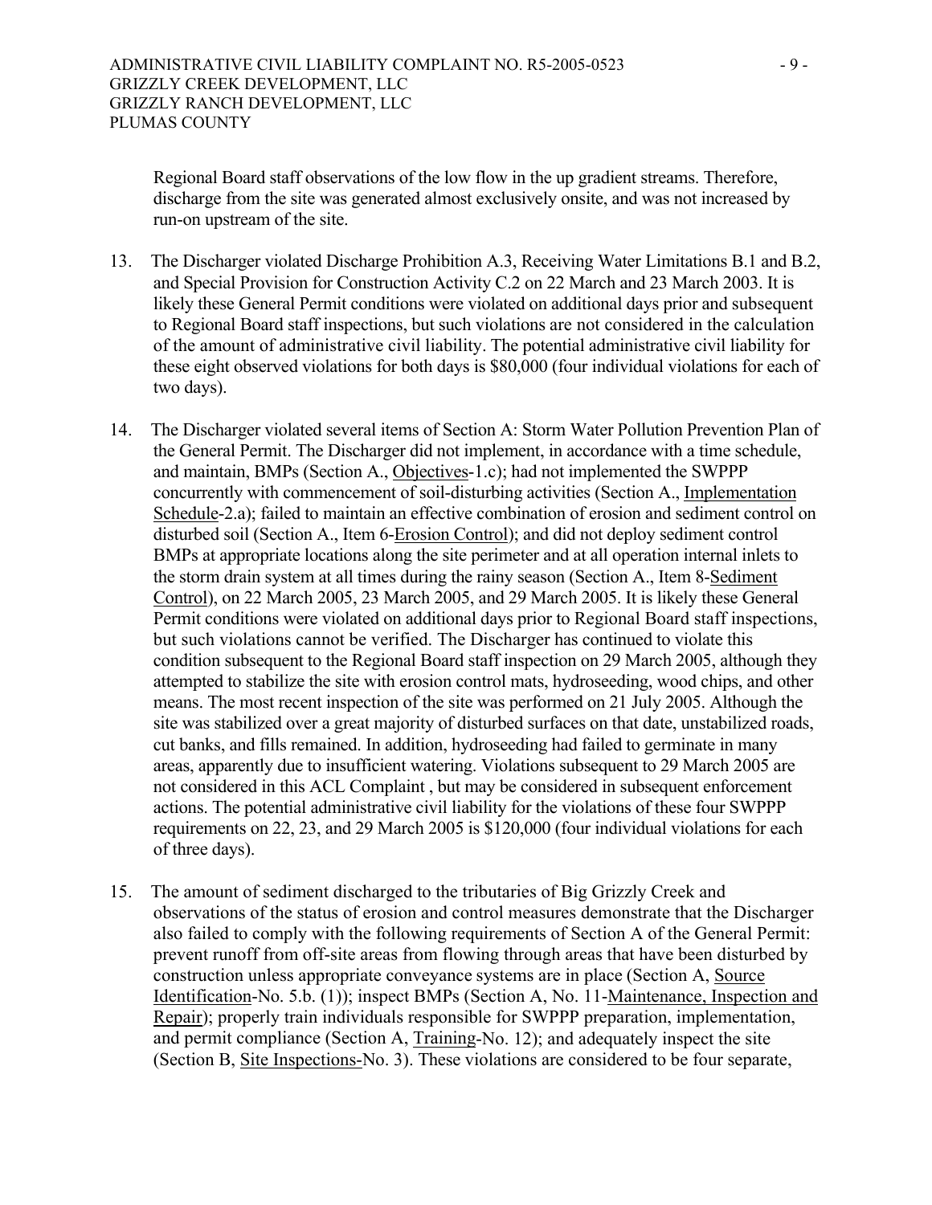Regional Board staff observations of the low flow in the up gradient streams. Therefore, discharge from the site was generated almost exclusively onsite, and was not increased by run-on upstream of the site.

13. The Discharger violated Discharge Prohibition A.3, Receiving Water Limitations B.1 and B.2, and Special Provision for Construction Activity C.2 on 22 March and 23 March 2003. It is likely these General Permit conditions were violated on additional days prior and subsequent to Regional Board staff inspections, but such violations are not considered in the calculation of the amount of administrative civil liability. The potential administrative civil liability for these eight observed violations for both days is $80,000 (four individual violations for each of two days).

14. The Discharger violated several items of Section A: Storm Water Pollution Prevention Plan of the General Permit. The Discharger did not implement, in accordance with a time schedule, and maintain, BMPs (Section A., Objectives-1.c); had not implemented the SWPPP concurrently with commencement of soil-disturbing activities (Section A., Implementation Schedule-2.a); failed to maintain an effective combination of erosion and sediment control on disturbed soil (Section A., Item 6-Erosion Control); and did not deploy sediment control BMPs at appropriate locations along the site perimeter and at all operation internal inlets to the storm drain system at all times during the rainy season (Section A., Item 8-Sediment Control), on 22 March 2005, 23 March 2005, and 29 March 2005. It is likely these General Permit conditions were violated on additional days prior to Regional Board staff inspections, but such violations cannot be verified. The Discharger has continued to violate this condition subsequent to the Regional Board staff inspection on 29 March 2005, although they attempted to stabilize the site with erosion control mats, hydroseeding, wood chips, and other means. The most recent inspection of the site was performed on 21 July 2005. Although the site was stabilized over a great majority of disturbed surfaces on that date, unstabilized roads, cut banks, and fills remained. In addition, hydroseeding had failed to germinate in many areas, apparently due to insufficient watering. Violations subsequent to 29 March 2005 are not considered in this ACL Complaint , but may be considered in subsequent enforcement actions. The potential administrative civil liability for the violations of these four SWPPP requirements on 22, 23, and 29 March 2005 is $120,000 (four individual violations for each of three days).

15. The amount of sediment discharged to the tributaries of Big Grizzly Creek and observations of the status of erosion and control measures demonstrate that the Discharger also failed to comply with the following requirements of Section A of the General Permit: prevent runoff from off-site areas from flowing through areas that have been disturbed by construction unless appropriate conveyance systems are in place (Section A, Source Identification-No. 5.b. (1)); inspect BMPs (Section A, No. 11-Maintenance, Inspection and Repair); properly train individuals responsible for SWPPP preparation, implementation, and permit compliance (Section A, Training-No. 12); and adequately inspect the site (Section B, Site Inspections-No. 3). These violations are considered to be four separate,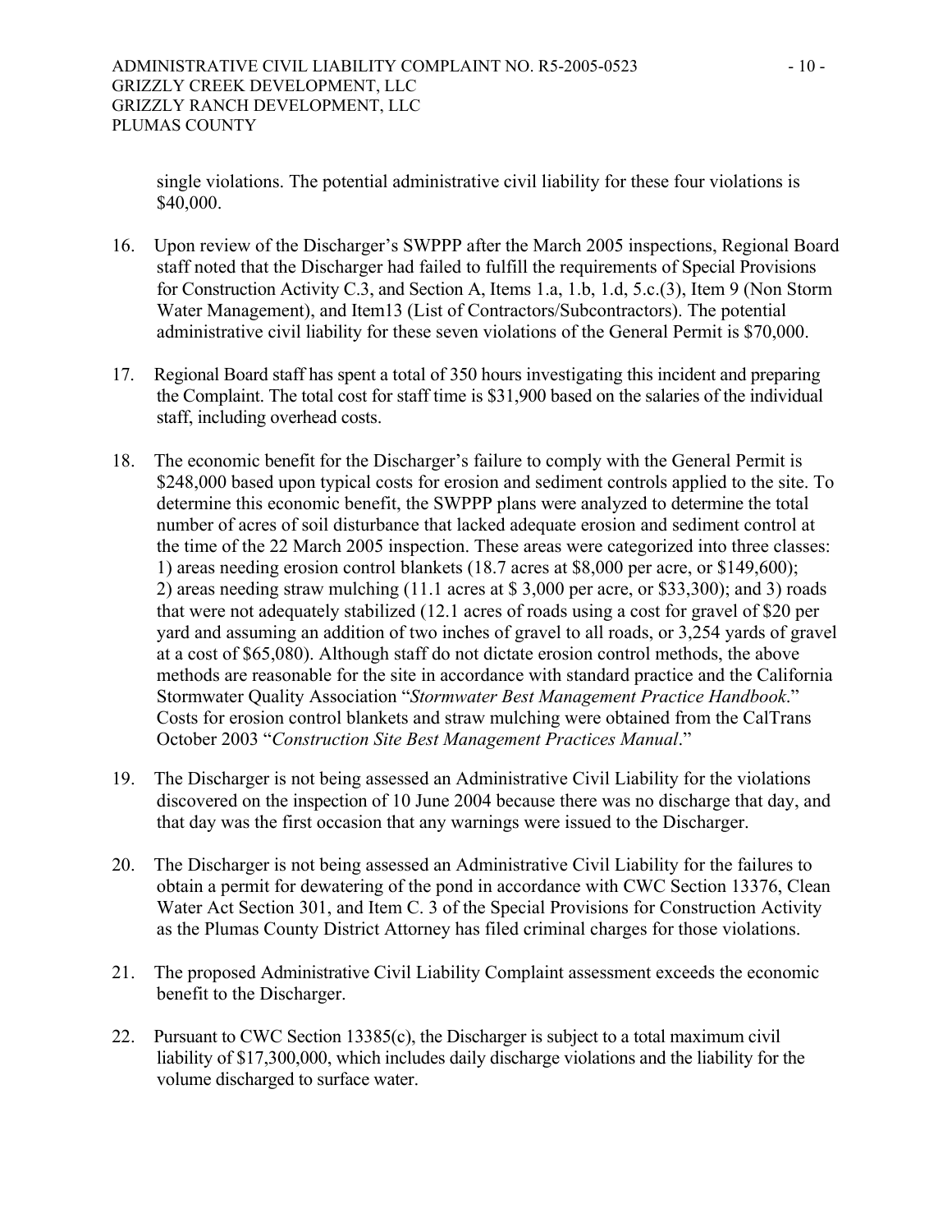single violations. The potential administrative civil liability for these four violations is $40,000.

16. Upon review of the Discharger's SWPPP after the March 2005 inspections, Regional Board staff noted that the Discharger had failed to fulfill the requirements of Special Provisions for Construction Activity C.3, and Section A, Items 1.a, 1.b, 1.d, 5.c.(3), Item 9 (Non Storm Water Management), and Item13 (List of Contractors/Subcontractors). The potential administrative civil liability for these seven violations of the General Permit is $70,000.

17. Regional Board staff has spent a total of 350 hours investigating this incident and preparing the Complaint. The total cost for staff time is $31,900 based on the salaries of the individual staff, including overhead costs.

18. The economic benefit for the Discharger's failure to comply with the General Permit is $248,000 based upon typical costs for erosion and sediment controls applied to the site. To determine this economic benefit, the SWPPP plans were analyzed to determine the total number of acres of soil disturbance that lacked adequate erosion and sediment control at the time of the 22 March 2005 inspection. These areas were categorized into three classes: 1) areas needing erosion control blankets (18.7 acres at $8,000 per acre, or $149,600); 2) areas needing straw mulching (11.1 acres at $ 3,000 per acre, or $33,300); and 3) roads that were not adequately stabilized (12.1 acres of roads using a cost for gravel of $20 per yard and assuming an addition of two inches of gravel to all roads, or 3,254 yards of gravel at a cost of $65,080). Although staff do not dictate erosion control methods, the above methods are reasonable for the site in accordance with standard practice and the California Stormwater Quality Association "*Stormwater Best Management Practice Handbook*." Costs for erosion control blankets and straw mulching were obtained from the CalTrans October 2003 "*Construction Site Best Management Practices Manual*."

19. The Discharger is not being assessed an Administrative Civil Liability for the violations discovered on the inspection of 10 June 2004 because there was no discharge that day, and that day was the first occasion that any warnings were issued to the Discharger.

20. The Discharger is not being assessed an Administrative Civil Liability for the failures to obtain a permit for dewatering of the pond in accordance with CWC Section 13376, Clean Water Act Section 301, and Item C. 3 of the Special Provisions for Construction Activity as the Plumas County District Attorney has filed criminal charges for those violations.

21. The proposed Administrative Civil Liability Complaint assessment exceeds the economic benefit to the Discharger.

22. Pursuant to CWC Section 13385(c), the Discharger is subject to a total maximum civil liability of $17,300,000, which includes daily discharge violations and the liability for the volume discharged to surface water.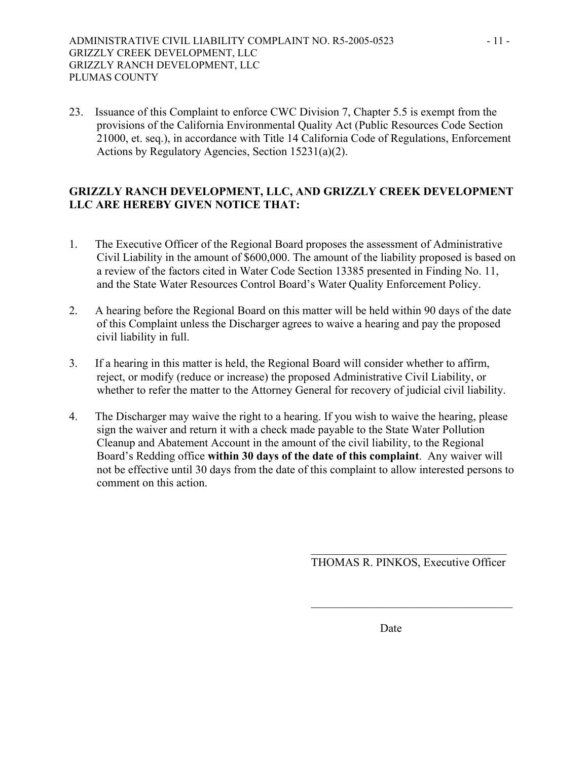23. Issuance of this Complaint to enforce CWC Division 7, Chapter 5.5 is exempt from the provisions of the California Environmental Quality Act (Public Resources Code Section 21000, et. seq.), in accordance with Title 14 California Code of Regulations, Enforcement Actions by Regulatory Agencies, Section 15231(a)(2).

**GRIZZLY RANCH DEVELOPMENT, LLC, AND GRIZZLY CREEK DEVELOPMENT LLC ARE HEREBY GIVEN NOTICE THAT:**

1. The Executive Officer of the Regional Board proposes the assessment of Administrative Civil Liability in the amount of $600,000. The amount of the liability proposed is based on a review of the factors cited in Water Code Section 13385 presented in Finding No. 11, and the State Water Resources Control Board's Water Quality Enforcement Policy.

2. A hearing before the Regional Board on this matter will be held within 90 days of the date of this Complaint unless the Discharger agrees to waive a hearing and pay the proposed civil liability in full.

3. If a hearing in this matter is held, the Regional Board will consider whether to affirm, reject, or modify (reduce or increase) the proposed Administrative Civil Liability, or whether to refer the matter to the Attorney General for recovery of judicial civil liability.

4. The Discharger may waive the right to a hearing. If you wish to waive the hearing, please sign the waiver and return it with a check made payable to the State Water Pollution Cleanup and Abatement Account in the amount of the civil liability, to the Regional Board's Redding office **within 30 days of the date of this complaint**. Any waiver will not be effective until 30 days from the date of this complaint to allow interested persons to comment on this action.

\_\_\_\_\_\_\_\_\_\_\_\_\_\_\_\_\_\_\_\_\_\_\_\_\_\_\_\_\_\_\_\_\_\_\_\_

THOMAS R. PINKOS, Executive Officer

\_\_\_\_\_\_\_\_\_\_\_\_\_\_\_\_\_\_\_\_\_\_\_\_\_\_\_\_\_\_\_\_\_\_\_\_

Date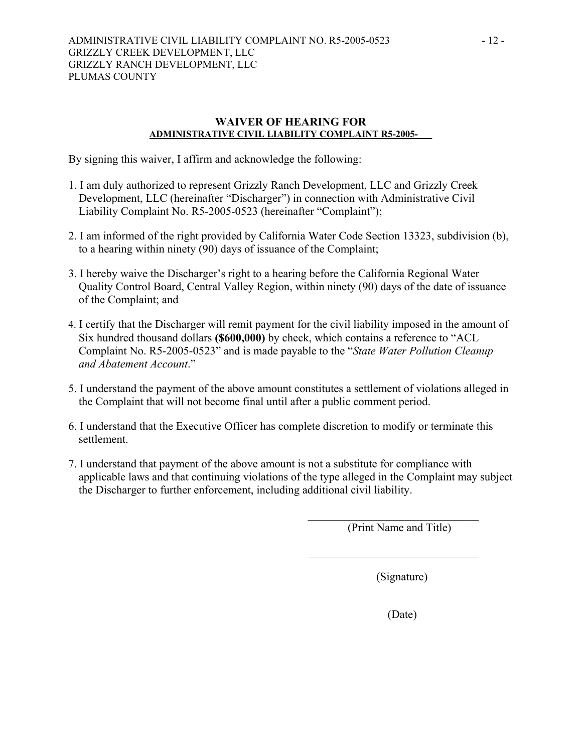## WAIVER OF HEARING FOR

**ADMINISTRATIVE CIVIL LIABILITY COMPLAINT R5-2005-\_\_\_**

By signing this waiver, I affirm and acknowledge the following:

1. I am duly authorized to represent Grizzly Ranch Development, LLC and Grizzly Creek Development, LLC (hereinafter "Discharger") in connection with Administrative Civil Liability Complaint No. R5-2005-0523 (hereinafter "Complaint");
2. I am informed of the right provided by California Water Code Section 13323, subdivision (b), to a hearing within ninety (90) days of issuance of the Complaint;
3. I hereby waive the Discharger's right to a hearing before the California Regional Water Quality Control Board, Central Valley Region, within ninety (90) days of the date of issuance of the Complaint; and
4. I certify that the Discharger will remit payment for the civil liability imposed in the amount of Six hundred thousand dollars **($600,000)** by check, which contains a reference to "ACL Complaint No. R5-2005-0523" and is made payable to the "*State Water Pollution Cleanup and Abatement Account*."
5. I understand the payment of the above amount constitutes a settlement of violations alleged in the Complaint that will not become final until after a public comment period.
6. I understand that the Executive Officer has complete discretion to modify or terminate this settlement.
7. I understand that payment of the above amount is not a substitute for compliance with applicable laws and that continuing violations of the type alleged in the Complaint may subject the Discharger to further enforcement, including additional civil liability.

\_\_\_\_\_\_\_\_\_\_\_\_\_\_\_\_\_\_\_\_\_\_\_\_\_\_\_\_\_\_\_\_
(Print Name and Title)

\_\_\_\_\_\_\_\_\_\_\_\_\_\_\_\_\_\_\_\_\_\_\_\_\_\_\_\_\_\_\_\_
(Signature)

(Date)